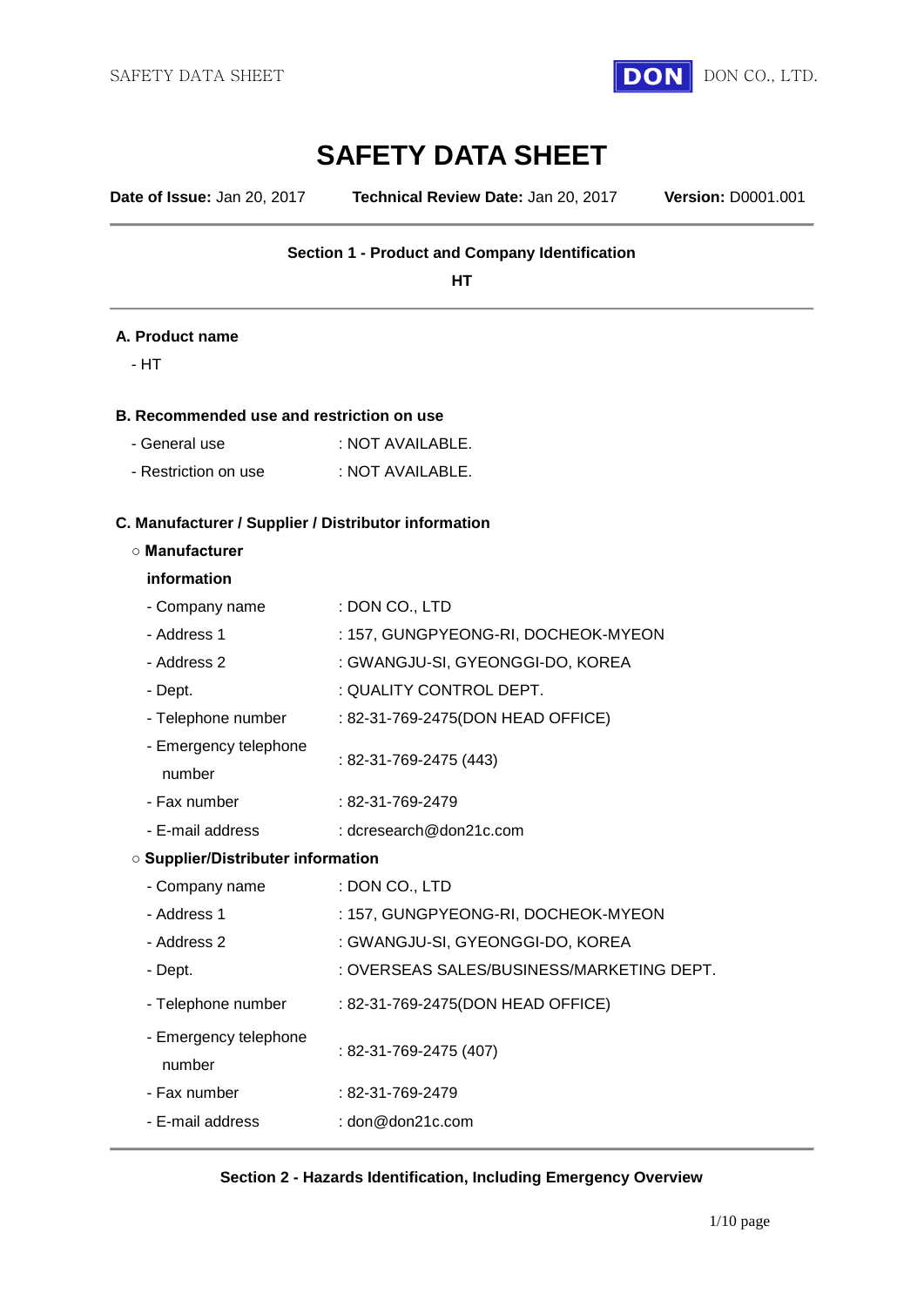# SAFETY DATA SHEET

**Date of Issue:** Jan 20, 2017 **Technical Review Date:** Jan 20, 2017 **Version:** D0001.001

---

**Section 1 - Product and Company Identification**

**HT**

---

**A. Product name**

- HT

**B. Recommended use and restriction on use**

- General use : NOT AVAILABLE.
- Restriction on use : NOT AVAILABLE.

**C. Manufacturer / Supplier / Distributor information**

○ **Manufacturer information**

- Company name : DON CO., LTD
- Address 1 : 157, GUNGPYEONG-RI, DOCHEOK-MYEON
- Address 2 : GWANGJU-SI, GYEONGGI-DO, KOREA
- Dept. : QUALITY CONTROL DEPT.
- Telephone number : 82-31-769-2475(DON HEAD OFFICE)
- Emergency telephone number : 82-31-769-2475 (443)
- Fax number : 82-31-769-2479
- E-mail address : dcresearch@don21c.com

○ **Supplier/Distributer information**

- Company name : DON CO., LTD
- Address 1 : 157, GUNGPYEONG-RI, DOCHEOK-MYEON
- Address 2 : GWANGJU-SI, GYEONGGI-DO, KOREA
- Dept. : OVERSEAS SALES/BUSINESS/MARKETING DEPT.
- Telephone number : 82-31-769-2475(DON HEAD OFFICE)
- Emergency telephone number : 82-31-769-2475 (407)
- Fax number : 82-31-769-2479
- E-mail address : don@don21c.com

---

**Section 2 - Hazards Identification, Including Emergency Overview**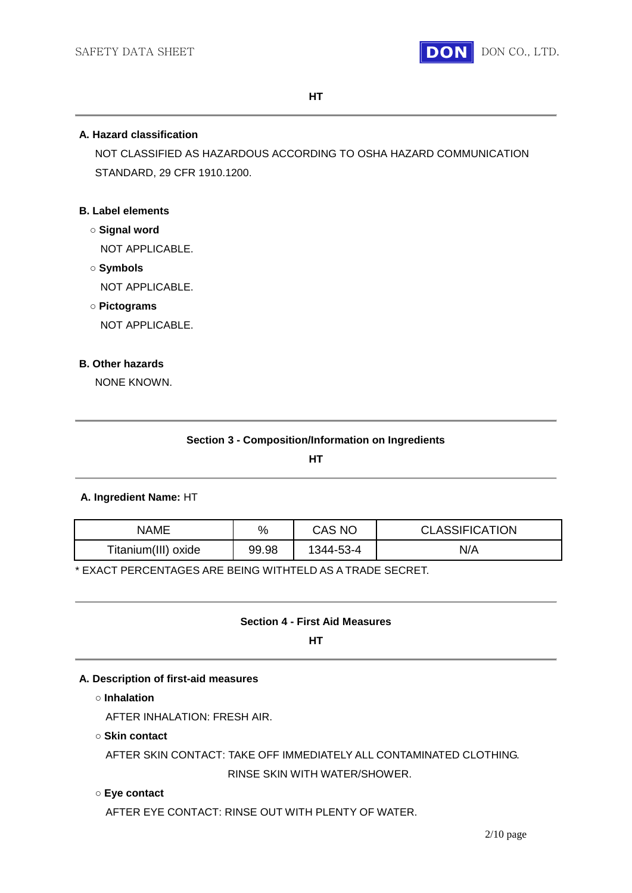**HT**

---

**A. Hazard classification**

NOT CLASSIFIED AS HAZARDOUS ACCORDING TO OSHA HAZARD COMMUNICATION STANDARD, 29 CFR 1910.1200.

**B. Label elements**

○ **Signal word**

NOT APPLICABLE.

○ **Symbols**

NOT APPLICABLE.

○ **Pictograms**

NOT APPLICABLE.

**B. Other hazards**

NONE KNOWN.

---

## Section 3 - Composition/Information on Ingredients

**HT**

---

**A. Ingredient Name:** HT

| NAME | % | CAS NO | CLASSIFICATION |
| --- | --- | --- | --- |
| Titanium(III) oxide | 99.98 | 1344-53-4 | N/A |

* EXACT PERCENTAGES ARE BEING WITHTELD AS A TRADE SECRET.

---

## Section 4 - First Aid Measures

**HT**

---

**A. Description of first-aid measures**

○ **Inhalation**

AFTER INHALATION: FRESH AIR.

○ **Skin contact**

AFTER SKIN CONTACT: TAKE OFF IMMEDIATELY ALL CONTAMINATED CLOTHING.
RINSE SKIN WITH WATER/SHOWER.

○ **Eye contact**

AFTER EYE CONTACT: RINSE OUT WITH PLENTY OF WATER.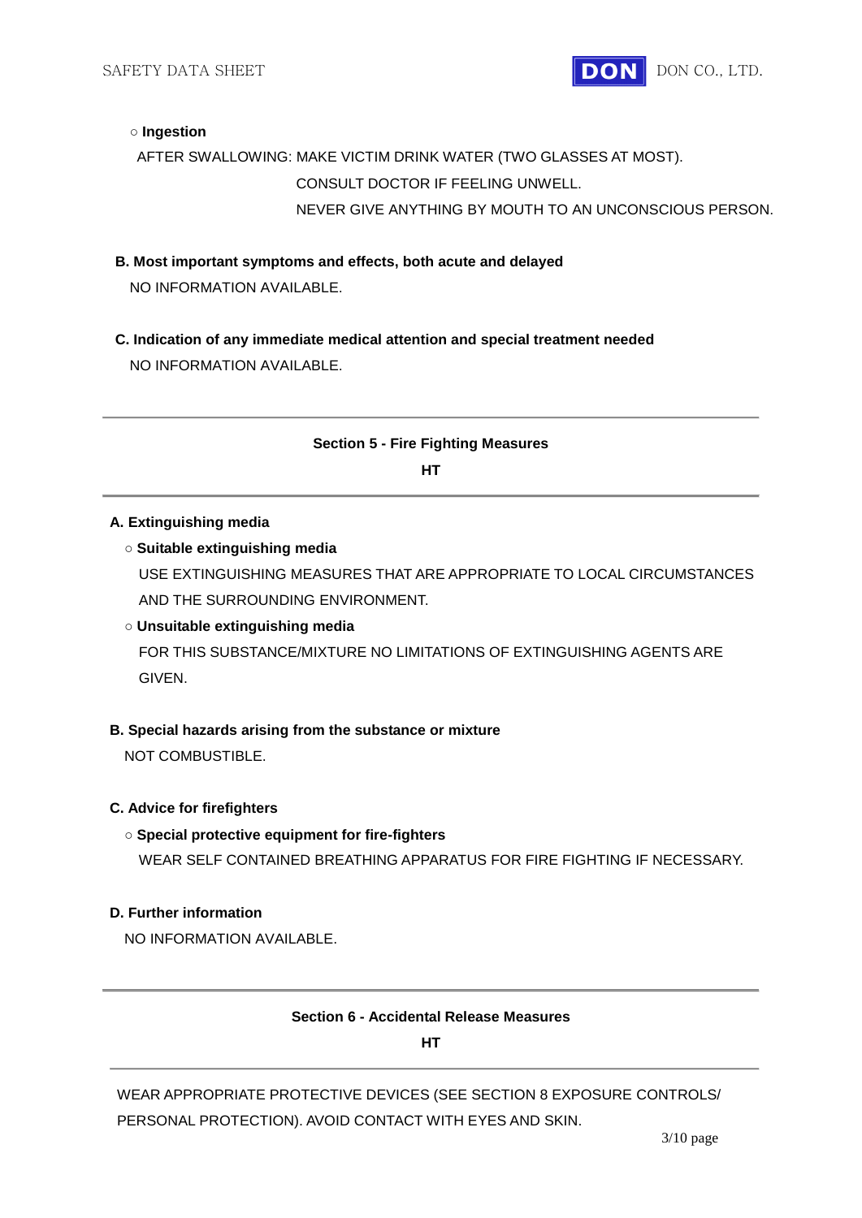○ **Ingestion**

AFTER SWALLOWING: MAKE VICTIM DRINK WATER (TWO GLASSES AT MOST).
CONSULT DOCTOR IF FEELING UNWELL.
NEVER GIVE ANYTHING BY MOUTH TO AN UNCONSCIOUS PERSON.

**B. Most important symptoms and effects, both acute and delayed**

NO INFORMATION AVAILABLE.

**C. Indication of any immediate medical attention and special treatment needed**

NO INFORMATION AVAILABLE.

---

## Section 5 - Fire Fighting Measures

**HT**

---

**A. Extinguishing media**

○ **Suitable extinguishing media**

USE EXTINGUISHING MEASURES THAT ARE APPROPRIATE TO LOCAL CIRCUMSTANCES AND THE SURROUNDING ENVIRONMENT.

○ **Unsuitable extinguishing media**

FOR THIS SUBSTANCE/MIXTURE NO LIMITATIONS OF EXTINGUISHING AGENTS ARE GIVEN.

**B. Special hazards arising from the substance or mixture**

NOT COMBUSTIBLE.

**C. Advice for firefighters**

○ **Special protective equipment for fire-fighters**

WEAR SELF CONTAINED BREATHING APPARATUS FOR FIRE FIGHTING IF NECESSARY.

**D. Further information**

NO INFORMATION AVAILABLE.

---

## Section 6 - Accidental Release Measures

**HT**

---

WEAR APPROPRIATE PROTECTIVE DEVICES (SEE SECTION 8 EXPOSURE CONTROLS/ PERSONAL PROTECTION). AVOID CONTACT WITH EYES AND SKIN.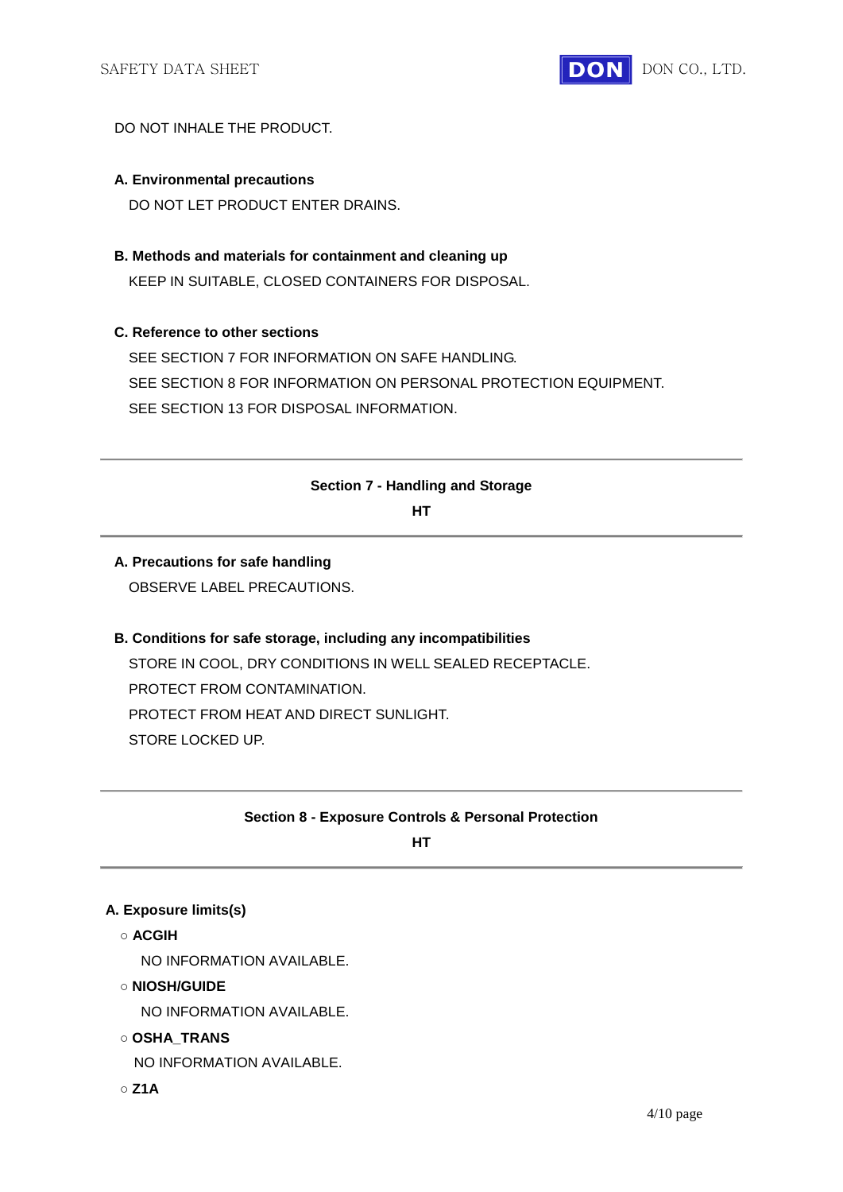DO NOT INHALE THE PRODUCT.

**A. Environmental precautions**

DO NOT LET PRODUCT ENTER DRAINS.

**B. Methods and materials for containment and cleaning up**

KEEP IN SUITABLE, CLOSED CONTAINERS FOR DISPOSAL.

**C. Reference to other sections**

SEE SECTION 7 FOR INFORMATION ON SAFE HANDLING.
SEE SECTION 8 FOR INFORMATION ON PERSONAL PROTECTION EQUIPMENT.
SEE SECTION 13 FOR DISPOSAL INFORMATION.

---

## Section 7 - Handling and Storage

**HT**

---

**A. Precautions for safe handling**

OBSERVE LABEL PRECAUTIONS.

**B. Conditions for safe storage, including any incompatibilities**

STORE IN COOL, DRY CONDITIONS IN WELL SEALED RECEPTACLE.
PROTECT FROM CONTAMINATION.
PROTECT FROM HEAT AND DIRECT SUNLIGHT.
STORE LOCKED UP.

---

## Section 8 - Exposure Controls & Personal Protection

**HT**

---

**A. Exposure limits(s)**

○ **ACGIH**

NO INFORMATION AVAILABLE.

○ **NIOSH/GUIDE**

NO INFORMATION AVAILABLE.

○ **OSHA_TRANS**

NO INFORMATION AVAILABLE.

○ **Z1A**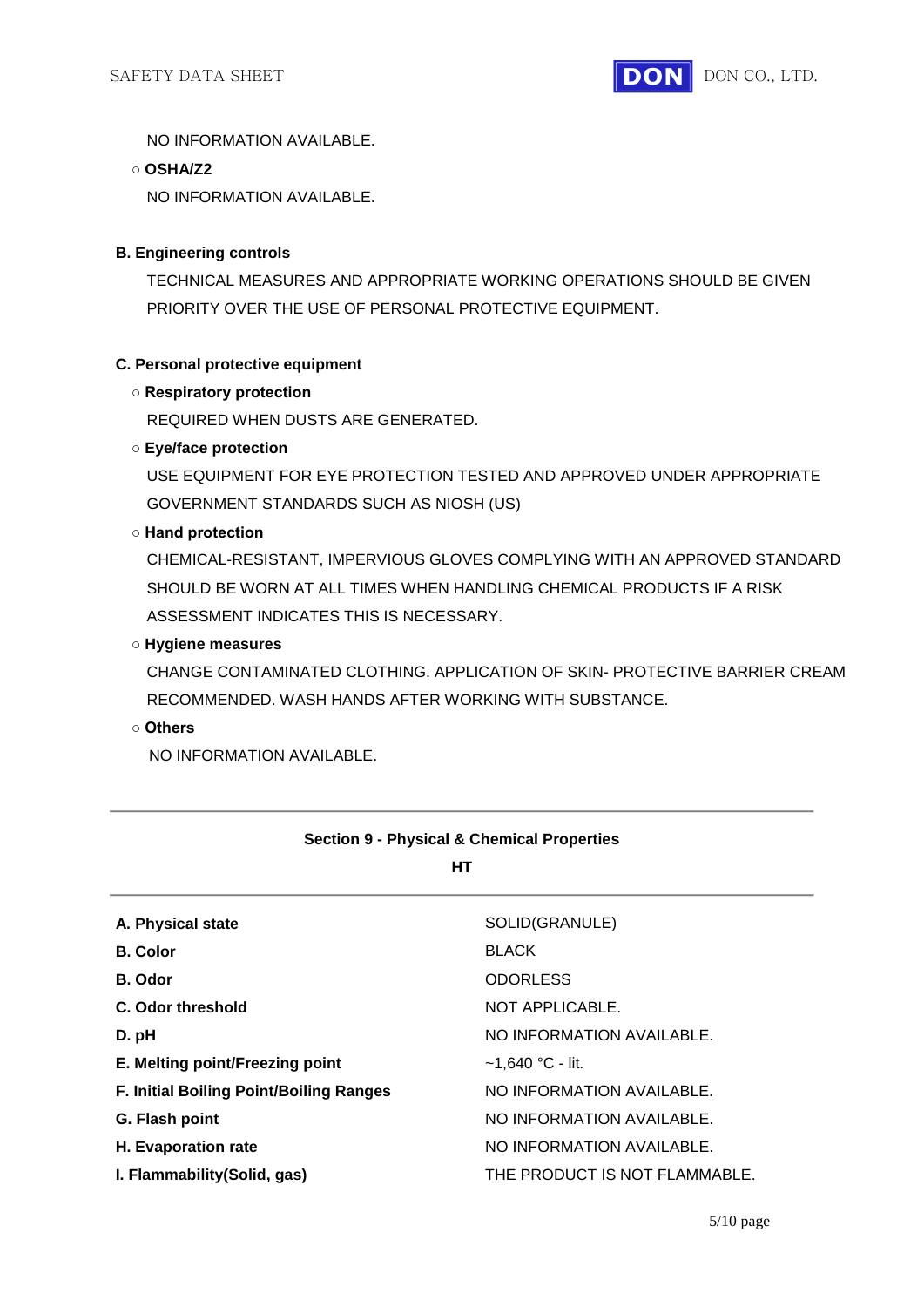NO INFORMATION AVAILABLE.

○ **OSHA/Z2**

NO INFORMATION AVAILABLE.

**B. Engineering controls**

TECHNICAL MEASURES AND APPROPRIATE WORKING OPERATIONS SHOULD BE GIVEN PRIORITY OVER THE USE OF PERSONAL PROTECTIVE EQUIPMENT.

**C. Personal protective equipment**

○ **Respiratory protection**

REQUIRED WHEN DUSTS ARE GENERATED.

○ **Eye/face protection**

USE EQUIPMENT FOR EYE PROTECTION TESTED AND APPROVED UNDER APPROPRIATE GOVERNMENT STANDARDS SUCH AS NIOSH (US)

○ **Hand protection**

CHEMICAL-RESISTANT, IMPERVIOUS GLOVES COMPLYING WITH AN APPROVED STANDARD SHOULD BE WORN AT ALL TIMES WHEN HANDLING CHEMICAL PRODUCTS IF A RISK ASSESSMENT INDICATES THIS IS NECESSARY.

○ **Hygiene measures**

CHANGE CONTAMINATED CLOTHING. APPLICATION OF SKIN- PROTECTIVE BARRIER CREAM RECOMMENDED. WASH HANDS AFTER WORKING WITH SUBSTANCE.

○ **Others**

NO INFORMATION AVAILABLE.

---

## Section 9 - Physical & Chemical Properties

**HT**

---

| | |
|---|---|
| **A. Physical state** | SOLID(GRANULE) |
| **B. Color** | BLACK |
| **B. Odor** | ODORLESS |
| **C. Odor threshold** | NOT APPLICABLE. |
| **D. pH** | NO INFORMATION AVAILABLE. |
| **E. Melting point/Freezing point** | ~1,640 °C - lit. |
| **F. Initial Boiling Point/Boiling Ranges** | NO INFORMATION AVAILABLE. |
| **G. Flash point** | NO INFORMATION AVAILABLE. |
| **H. Evaporation rate** | NO INFORMATION AVAILABLE. |
| **I. Flammability(Solid, gas)** | THE PRODUCT IS NOT FLAMMABLE. |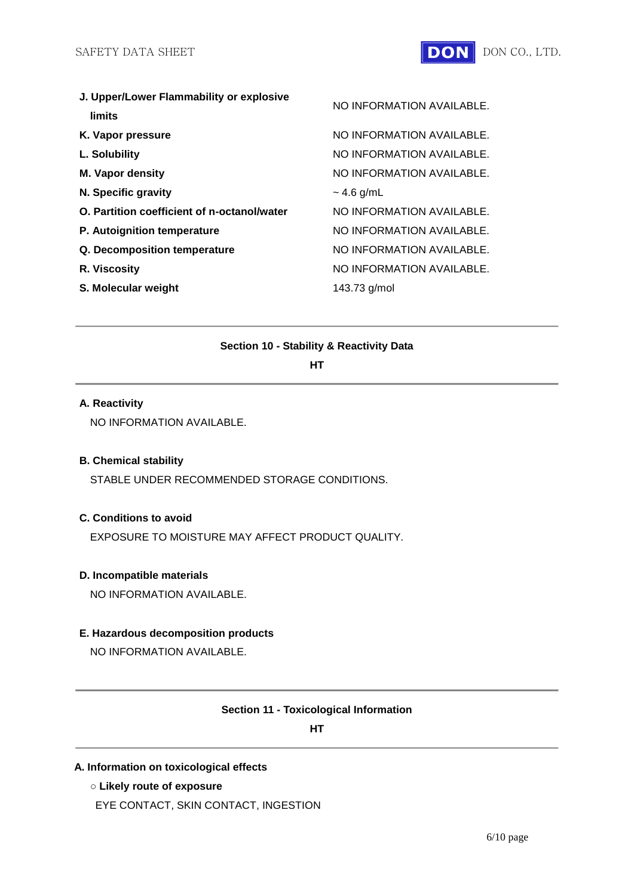| | |
|---|---|
| **J. Upper/Lower Flammability or explosive limits** | NO INFORMATION AVAILABLE. |
| **K. Vapor pressure** | NO INFORMATION AVAILABLE. |
| **L. Solubility** | NO INFORMATION AVAILABLE. |
| **M. Vapor density** | NO INFORMATION AVAILABLE. |
| **N. Specific gravity** | ~ 4.6 g/mL |
| **O. Partition coefficient of n-octanol/water** | NO INFORMATION AVAILABLE. |
| **P. Autoignition temperature** | NO INFORMATION AVAILABLE. |
| **Q. Decomposition temperature** | NO INFORMATION AVAILABLE. |
| **R. Viscosity** | NO INFORMATION AVAILABLE. |
| **S. Molecular weight** | 143.73 g/mol |

---

## Section 10 - Stability & Reactivity Data

**HT**

---

**A. Reactivity**

NO INFORMATION AVAILABLE.

**B. Chemical stability**

STABLE UNDER RECOMMENDED STORAGE CONDITIONS.

**C. Conditions to avoid**

EXPOSURE TO MOISTURE MAY AFFECT PRODUCT QUALITY.

**D. Incompatible materials**

NO INFORMATION AVAILABLE.

**E. Hazardous decomposition products**

NO INFORMATION AVAILABLE.

---

## Section 11 - Toxicological Information

**HT**

---

**A. Information on toxicological effects**

○ **Likely route of exposure**

EYE CONTACT, SKIN CONTACT, INGESTION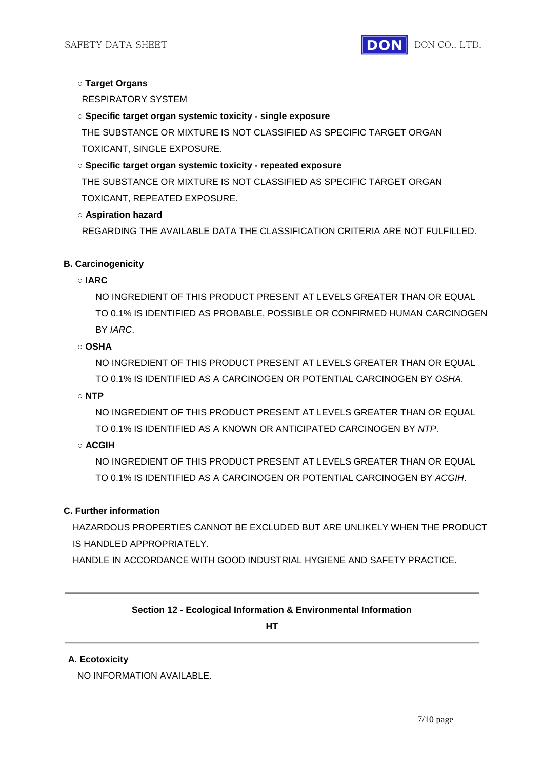○ **Target Organs**

RESPIRATORY SYSTEM

○ **Specific target organ systemic toxicity - single exposure**

THE SUBSTANCE OR MIXTURE IS NOT CLASSIFIED AS SPECIFIC TARGET ORGAN TOXICANT, SINGLE EXPOSURE.

○ **Specific target organ systemic toxicity - repeated exposure**

THE SUBSTANCE OR MIXTURE IS NOT CLASSIFIED AS SPECIFIC TARGET ORGAN TOXICANT, REPEATED EXPOSURE.

○ **Aspiration hazard**

REGARDING THE AVAILABLE DATA THE CLASSIFICATION CRITERIA ARE NOT FULFILLED.

**B. Carcinogenicity**

○ **IARC**

NO INGREDIENT OF THIS PRODUCT PRESENT AT LEVELS GREATER THAN OR EQUAL TO 0.1% IS IDENTIFIED AS PROBABLE, POSSIBLE OR CONFIRMED HUMAN CARCINOGEN BY *IARC*.

○ **OSHA**

NO INGREDIENT OF THIS PRODUCT PRESENT AT LEVELS GREATER THAN OR EQUAL TO 0.1% IS IDENTIFIED AS A CARCINOGEN OR POTENTIAL CARCINOGEN BY *OSHA*.

○ **NTP**

NO INGREDIENT OF THIS PRODUCT PRESENT AT LEVELS GREATER THAN OR EQUAL TO 0.1% IS IDENTIFIED AS A KNOWN OR ANTICIPATED CARCINOGEN BY *NTP*.

○ **ACGIH**

NO INGREDIENT OF THIS PRODUCT PRESENT AT LEVELS GREATER THAN OR EQUAL TO 0.1% IS IDENTIFIED AS A CARCINOGEN OR POTENTIAL CARCINOGEN BY *ACGIH*.

**C. Further information**

HAZARDOUS PROPERTIES CANNOT BE EXCLUDED BUT ARE UNLIKELY WHEN THE PRODUCT IS HANDLED APPROPRIATELY.

HANDLE IN ACCORDANCE WITH GOOD INDUSTRIAL HYGIENE AND SAFETY PRACTICE.

---

## Section 12 - Ecological Information & Environmental Information

**HT**

---

**A. Ecotoxicity**

NO INFORMATION AVAILABLE.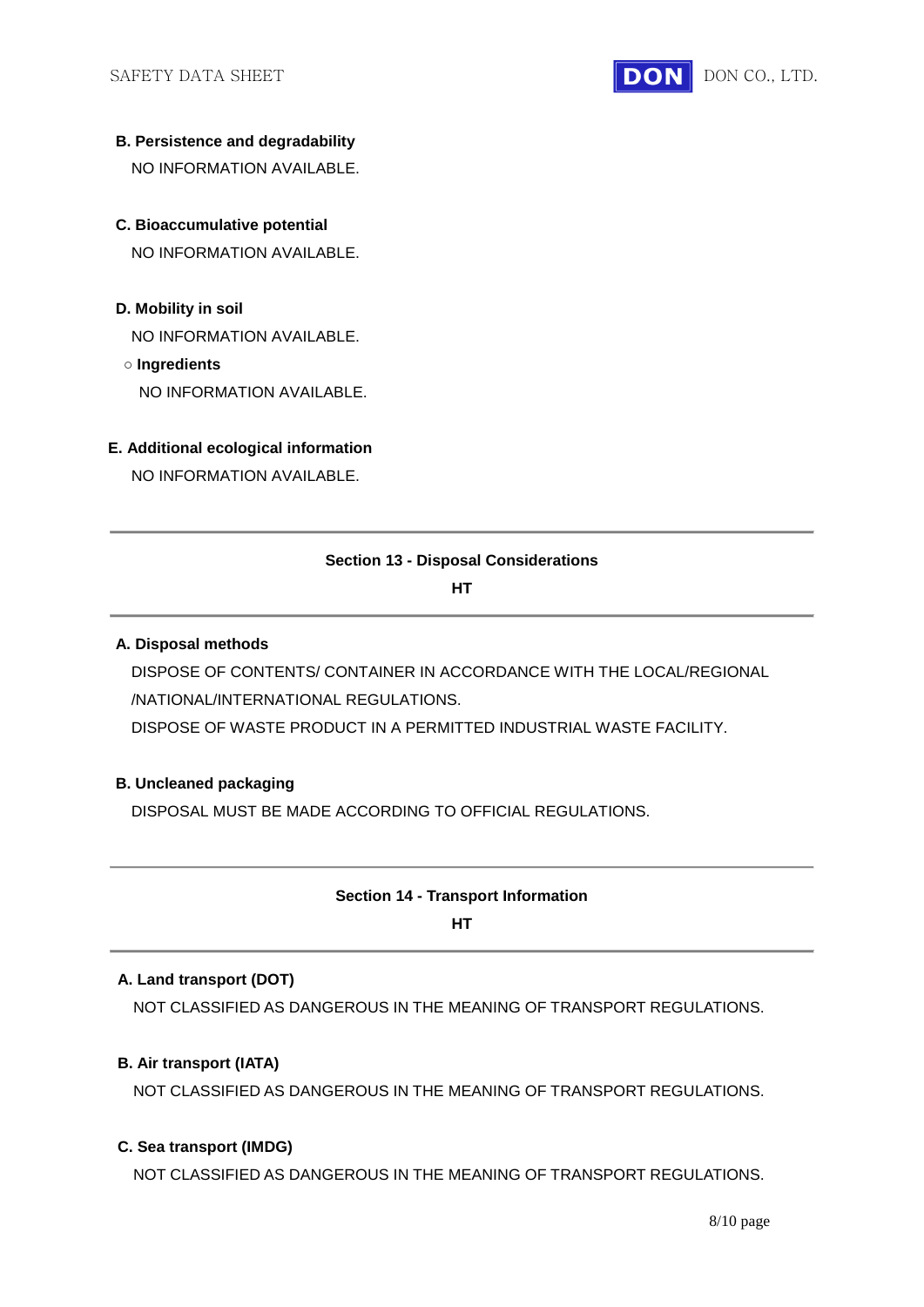**B. Persistence and degradability**

NO INFORMATION AVAILABLE.

**C. Bioaccumulative potential**

NO INFORMATION AVAILABLE.

**D. Mobility in soil**

NO INFORMATION AVAILABLE.

○ **Ingredients**

NO INFORMATION AVAILABLE.

**E. Additional ecological information**

NO INFORMATION AVAILABLE.

---

## Section 13 - Disposal Considerations

**HT**

---

**A. Disposal methods**

DISPOSE OF CONTENTS/ CONTAINER IN ACCORDANCE WITH THE LOCAL/REGIONAL /NATIONAL/INTERNATIONAL REGULATIONS.

DISPOSE OF WASTE PRODUCT IN A PERMITTED INDUSTRIAL WASTE FACILITY.

**B. Uncleaned packaging**

DISPOSAL MUST BE MADE ACCORDING TO OFFICIAL REGULATIONS.

---

## Section 14 - Transport Information

**HT**

---

**A. Land transport (DOT)**

NOT CLASSIFIED AS DANGEROUS IN THE MEANING OF TRANSPORT REGULATIONS.

**B. Air transport (IATA)**

NOT CLASSIFIED AS DANGEROUS IN THE MEANING OF TRANSPORT REGULATIONS.

**C. Sea transport (IMDG)**

NOT CLASSIFIED AS DANGEROUS IN THE MEANING OF TRANSPORT REGULATIONS.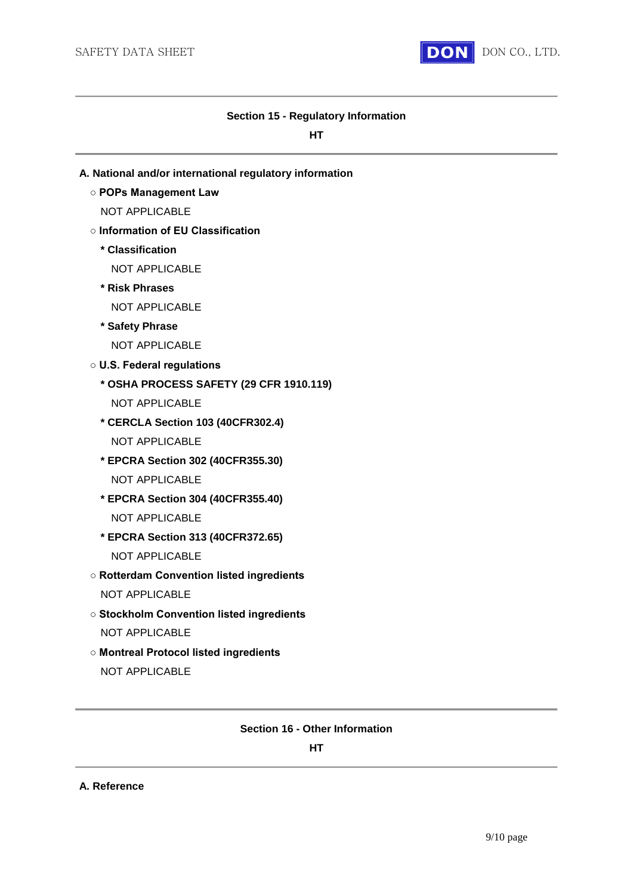## Section 15 - Regulatory Information

**HT**

**A. National and/or international regulatory information**

○ **POPs Management Law**

NOT APPLICABLE

○ **Information of EU Classification**

**\* Classification**

NOT APPLICABLE

**\* Risk Phrases**

NOT APPLICABLE

**\* Safety Phrase**

NOT APPLICABLE

○ **U.S. Federal regulations**

**\* OSHA PROCESS SAFETY (29 CFR 1910.119)**

NOT APPLICABLE

**\* CERCLA Section 103 (40CFR302.4)**

NOT APPLICABLE

**\* EPCRA Section 302 (40CFR355.30)**

NOT APPLICABLE

**\* EPCRA Section 304 (40CFR355.40)**

NOT APPLICABLE

**\* EPCRA Section 313 (40CFR372.65)**

NOT APPLICABLE

○ **Rotterdam Convention listed ingredients**

NOT APPLICABLE

○ **Stockholm Convention listed ingredients**

NOT APPLICABLE

○ **Montreal Protocol listed ingredients**

NOT APPLICABLE

## Section 16 - Other Information

**HT**

**A. Reference**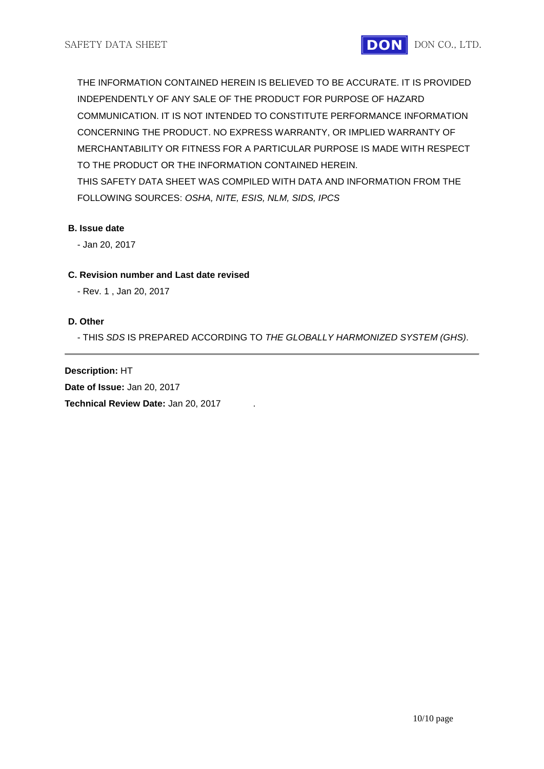THE INFORMATION CONTAINED HEREIN IS BELIEVED TO BE ACCURATE. IT IS PROVIDED INDEPENDENTLY OF ANY SALE OF THE PRODUCT FOR PURPOSE OF HAZARD COMMUNICATION. IT IS NOT INTENDED TO CONSTITUTE PERFORMANCE INFORMATION CONCERNING THE PRODUCT. NO EXPRESS WARRANTY, OR IMPLIED WARRANTY OF MERCHANTABILITY OR FITNESS FOR A PARTICULAR PURPOSE IS MADE WITH RESPECT TO THE PRODUCT OR THE INFORMATION CONTAINED HEREIN.
THIS SAFETY DATA SHEET WAS COMPILED WITH DATA AND INFORMATION FROM THE FOLLOWING SOURCES: *OSHA, NITE, ESIS, NLM, SIDS, IPCS*

**B. Issue date**

- Jan 20, 2017

**C. Revision number and Last date revised**

- Rev. 1 , Jan 20, 2017

**D. Other**

- THIS *SDS* IS PREPARED ACCORDING TO *THE GLOBALLY HARMONIZED SYSTEM (GHS)*.

---

**Description:** HT
**Date of Issue:** Jan 20, 2017
**Technical Review Date:** Jan 20, 2017 .